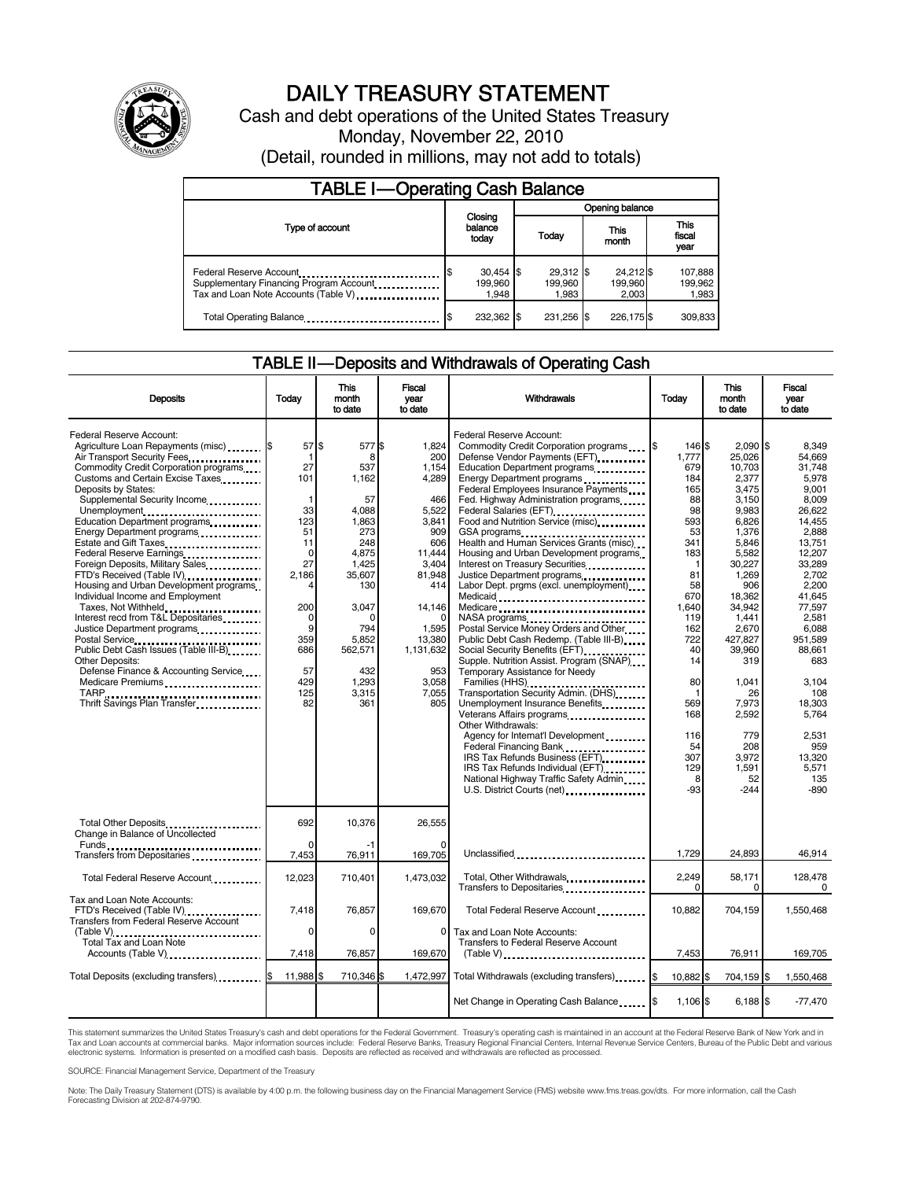# DAILY TREASURY STATEMENT

Cash and debt operations of the United States Treasury

Monday, November 22, 2010

(Detail, rounded in millions, may not add to totals)

## TABLE I—Operating Cash Balance

| Type of account | Closing balance today | Opening balance Today | Opening balance This month | Opening balance This fiscal year |
|---|---|---|---|---|
| Federal Reserve Account | $ 30,454 | $ 29,312 | $ 24,212 | $ 107,888 |
| Supplementary Financing Program Account | 199,960 | 199,960 | 199,960 | 199,962 |
| Tax and Loan Note Accounts (Table V) | 1,948 | 1,983 | 2,003 | 1,983 |
| Total Operating Balance | $ 232,362 | $ 231,256 | $ 226,175 | $ 309,833 |

## TABLE II—Deposits and Withdrawals of Operating Cash

| Deposits | Today | This month to date | Fiscal year to date |
|---|---|---|---|
| Federal Reserve Account: | | | |
| Agriculture Loan Repayments (misc) | $ 57 | $ 577 | $ 1,824 |
| Air Transport Security Fees | 1 | 8 | 200 |
| Commodity Credit Corporation programs | 27 | 537 | 1,154 |
| Customs and Certain Excise Taxes | 101 | 1,162 | 4,289 |
| Deposits by States: | | | |
| Supplemental Security Income | 1 | 57 | 466 |
| Unemployment | 33 | 4,088 | 5,522 |
| Education Department programs | 123 | 1,863 | 3,841 |
| Energy Department programs | 51 | 273 | 909 |
| Estate and Gift Taxes | 11 | 248 | 606 |
| Federal Reserve Earnings | 0 | 4,875 | 11,444 |
| Foreign Deposits, Military Sales | 27 | 1,425 | 3,404 |
| FTD's Received (Table IV) | 2,186 | 35,607 | 81,948 |
| Housing and Urban Development programs | 4 | 130 | 414 |
| Individual Income and Employment Taxes, Not Withheld | 200 | 3,047 | 14,146 |
| Interest recd from T&L Depositaries | 0 | 0 | 0 |
| Justice Department programs | 9 | 794 | 1,595 |
| Postal Service | 359 | 5,852 | 13,380 |
| Public Debt Cash Issues (Table III-B) | 686 | 562,571 | 1,131,632 |
| Other Deposits: | | | |
| Defense Finance & Accounting Service | 57 | 432 | 953 |
| Medicare Premiums | 429 | 1,293 | 3,058 |
| TARP | 125 | 3,315 | 7,055 |
| Thrift Savings Plan Transfer | 82 | 361 | 805 |
| Total Other Deposits | 692 | 10,376 | 26,555 |
| Change in Balance of Uncollected Funds | 0 | -1 | 0 |
| Transfers from Depositaries | 7,453 | 76,911 | 169,705 |
| Total Federal Reserve Account | 12,023 | 710,401 | 1,473,032 |
| Tax and Loan Note Accounts: | | | |
| FTD's Received (Table IV) | 7,418 | 76,857 | 169,670 |
| Transfers from Federal Reserve Account (Table V) | 0 | 0 | 0 |
| Total Tax and Loan Note Accounts (Table V) | 7,418 | 76,857 | 169,670 |
| Total Deposits (excluding transfers) | $ 11,988 | $ 710,346 | $ 1,472,997 |

| Withdrawals | Today | This month to date | Fiscal year to date |
|---|---|---|---|
| Federal Reserve Account: | | | |
| Commodity Credit Corporation programs | $ 146 | $ 2,090 | $ 8,349 |
| Defense Vendor Payments (EFT) | 1,777 | 25,026 | 54,669 |
| Education Department programs | 679 | 10,703 | 31,748 |
| Energy Department programs | 184 | 2,377 | 5,978 |
| Federal Employees Insurance Payments | 165 | 3,475 | 9,001 |
| Fed. Highway Administration programs | 88 | 3,150 | 8,009 |
| Federal Salaries (EFT) | 98 | 9,983 | 26,622 |
| Food and Nutrition Service (misc) | 593 | 6,826 | 14,455 |
| GSA programs | 53 | 1,376 | 2,888 |
| Health and Human Services Grants (misc) | 341 | 5,846 | 13,751 |
| Housing and Urban Development programs | 183 | 5,582 | 12,207 |
| Interest on Treasury Securities | 1 | 30,227 | 33,289 |
| Justice Department programs | 81 | 1,269 | 2,702 |
| Labor Dept. prgms (excl. unemployment) | 58 | 906 | 2,200 |
| Medicaid | 670 | 18,362 | 41,645 |
| Medicare | 1,640 | 34,942 | 77,597 |
| NASA programs | 119 | 1,441 | 2,581 |
| Postal Service Money Orders and Other | 162 | 2,670 | 6,088 |
| Public Debt Cash Redemp. (Table III-B) | 722 | 427,827 | 951,589 |
| Social Security Benefits (EFT) | 40 | 39,960 | 88,661 |
| Supple. Nutrition Assist. Program (SNAP) | 14 | 319 | 683 |
| Temporary Assistance for Needy Families (HHS) | 80 | 1,041 | 3,104 |
| Transportation Security Admin. (DHS) | 1 | 26 | 108 |
| Unemployment Insurance Benefits | 569 | 7,973 | 18,303 |
| Veterans Affairs programs | 168 | 2,592 | 5,764 |
| Other Withdrawals: | | | |
| Agency for Internat'l Development | 116 | 779 | 2,531 |
| Federal Financing Bank | 54 | 208 | 959 |
| IRS Tax Refunds Business (EFT) | 307 | 3,972 | 13,320 |
| IRS Tax Refunds Individual (EFT) | 129 | 1,591 | 5,571 |
| National Highway Traffic Safety Admin | 8 | 52 | 135 |
| U.S. District Courts (net) | -93 | -244 | -890 |
| Unclassified | 1,729 | 24,893 | 46,914 |
| Total, Other Withdrawals | 2,249 | 58,171 | 128,478 |
| Transfers to Depositaries | 0 | 0 | 0 |
| Total Federal Reserve Account | 10,882 | 704,159 | 1,550,468 |
| Tax and Loan Note Accounts: | | | |
| Transfers to Federal Reserve Account (Table V) | 7,453 | 76,911 | 169,705 |
| Total Withdrawals (excluding transfers) | $ 10,882 | $ 704,159 | $ 1,550,468 |
| Net Change in Operating Cash Balance | $ 1,106 | $ 6,188 | $ -77,470 |

This statement summarizes the United States Treasury's cash and debt operations for the Federal Government. Treasury's operating cash is maintained in an account at the Federal Reserve Bank of New York and in Tax and Loan accounts at commercial banks. Major information sources include: Federal Reserve Banks, Treasury Regional Financial Centers, Internal Revenue Service Centers, Bureau of the Public Debt and various electronic systems. Information is presented on a modified cash basis. Deposits are reflected as received and withdrawals are reflected as processed.

SOURCE: Financial Management Service, Department of the Treasury

Note: The Daily Treasury Statement (DTS) is available by 4:00 p.m. the following business day on the Financial Management Service (FMS) website www.fms.treas.gov/dts. For more information, call the Cash Forecasting Division at 202-874-9790.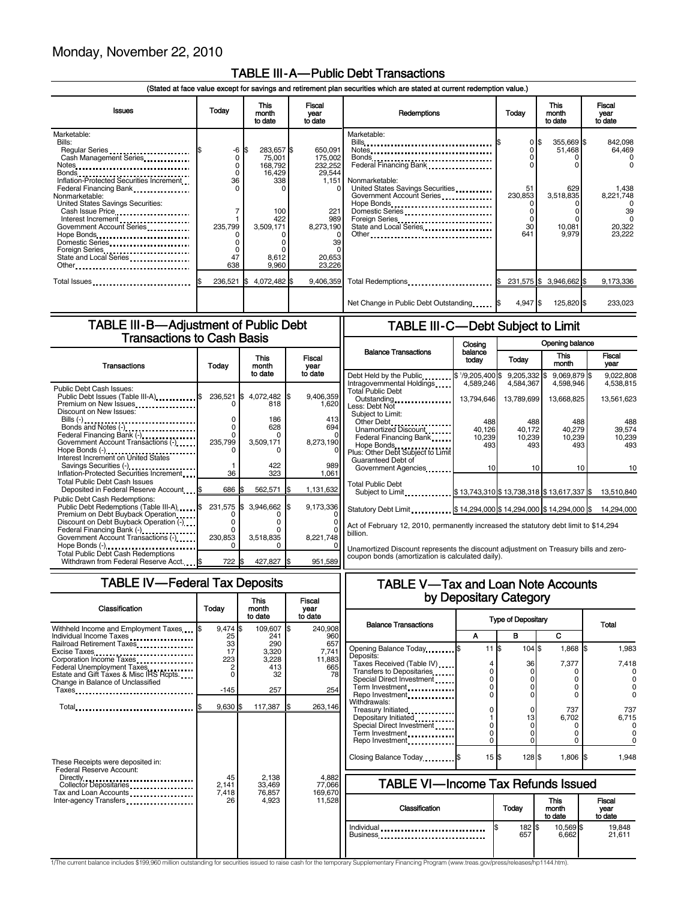Monday, November 22, 2010

## TABLE III-A—Public Debt Transactions

(Stated at face value except for savings and retirement plan securities which are stated at current redemption value.)

| Issues | Today | This month to date | Fiscal year to date |
|---|---|---|---|
| Marketable: | | | |
| Bills: | | | |
| Regular Series | $ -6 | $ 283,657 | $ 650,091 |
| Cash Management Series | 0 | 75,001 | 175,002 |
| Notes | 0 | 168,792 | 232,252 |
| Bonds | 0 | 16,429 | 29,544 |
| Inflation-Protected Securities Increment | 36 | 338 | 1,151 |
| Federal Financing Bank | 0 | 0 | 0 |
| Nonmarketable: | | | |
| United States Savings Securities: | | | |
| Cash Issue Price | 7 | 100 | 221 |
| Interest Increment | 1 | 422 | 989 |
| Government Account Series | 235,799 | 3,509,171 | 8,273,190 |
| Hope Bonds | 0 | 0 | 0 |
| Domestic Series | 0 | 0 | 39 |
| Foreign Series | 0 | 0 | 0 |
| State and Local Series | 47 | 8,612 | 20,653 |
| Other | 638 | 9,960 | 23,226 |
| Total Issues | $ 236,521 | $ 4,072,482 | $ 9,406,359 |

| Redemptions | Today | This month to date | Fiscal year to date |
|---|---|---|---|
| Marketable: | | | |
| Bills | $ 0 | $ 355,669 | $ 842,098 |
| Notes | 0 | 51,468 | 64,469 |
| Bonds | 0 | 0 | 0 |
| Federal Financing Bank | 0 | 0 | 0 |
| Nonmarketable: | | | |
| United States Savings Securities | 51 | 629 | 1,438 |
| Government Account Series | 230,853 | 3,518,835 | 8,221,748 |
| Hope Bonds | 0 | 0 | 0 |
| Domestic Series | 0 | 0 | 39 |
| Foreign Series | 0 | 0 | 0 |
| State and Local Series | 30 | 10,081 | 20,322 |
| Other | 641 | 9,979 | 23,222 |
| Total Redemptions | $ 231,575 | $ 3,946,662 | $ 9,173,336 |
| Net Change in Public Debt Outstanding | $ 4,947 | $ 125,820 | $ 233,023 |

## TABLE III-B—Adjustment of Public Debt Transactions to Cash Basis

| Transactions | Today | This month to date | Fiscal year to date |
|---|---|---|---|
| Public Debt Cash Issues: | | | |
| Public Debt Issues (Table III-A) | $ 236,521 | $ 4,072,482 | $ 9,406,359 |
| Premium on New Issues | 0 | 818 | 1,620 |
| Discount on New Issues: | | | |
| Bills (-) | 0 | 186 | 413 |
| Bonds and Notes (-) | 0 | 628 | 694 |
| Federal Financing Bank (-) | 0 | 0 | 0 |
| Government Account Transactions (-) | 235,799 | 3,509,171 | 8,273,190 |
| Hope Bonds (-) | 0 | 0 | 0 |
| Interest Increment on United States Savings Securities (-) | 1 | 422 | 989 |
| Inflation-Protected Securities Increment | 36 | 323 | 1,061 |
| Total Public Debt Cash Issues Deposited in Federal Reserve Account | $ 686 | $ 562,571 | $ 1,131,632 |
| Public Debt Cash Redemptions: | | | |
| Public Debt Redemptions (Table III-A) | $ 231,575 | $ 3,946,662 | $ 9,173,336 |
| Premium on Debt Buyback Operation | 0 | 0 | 0 |
| Discount on Debt Buyback Operation (-) | 0 | 0 | 0 |
| Federal Financing Bank (-) | 0 | 0 | 0 |
| Government Account Transactions (-) | 230,853 | 3,518,835 | 8,221,748 |
| Hope Bonds (-) | 0 | 0 | 0 |
| Total Public Debt Cash Redemptions Withdrawn from Federal Reserve Acct. | $ 722 | $ 427,827 | $ 951,589 |

## TABLE III-C—Debt Subject to Limit

| Balance Transactions | Closing balance today | Opening balance Today | Opening balance This month | Opening balance Fiscal year |
|---|---|---|---|---|
| Debt Held by the Public | $ [1]9,205,400 | $ 9,205,332 | $ 9,069,879 | $ 9,022,808 |
| Intragovernmental Holdings | 4,589,246 | 4,584,367 | 4,598,946 | 4,538,815 |
| Total Public Debt Outstanding | 13,794,646 | 13,789,699 | 13,668,825 | 13,561,623 |
| Less: Debt Not Subject to Limit: | | | | |
| Other Debt | 488 | 488 | 488 | 488 |
| Unamortized Discount | 40,126 | 40,172 | 40,279 | 39,574 |
| Federal Financing Bank | 10,239 | 10,239 | 10,239 | 10,239 |
| Hope Bonds | 493 | 493 | 493 | 493 |
| Plus: Other Debt Subject to Limit | | | | |
| Guaranteed Debt of Government Agencies | 10 | 10 | 10 | 10 |
| Total Public Debt Subject to Limit | $ 13,743,310 | $ 13,738,318 | $ 13,617,337 | $ 13,510,840 |
| Statutory Debt Limit | $ 14,294,000 | $ 14,294,000 | $ 14,294,000 | $ 14,294,000 |

Act of February 12, 2010, permanently increased the statutory debt limit to $14,294 billion.

Unamortized Discount represents the discount adjustment on Treasury bills and zero-coupon bonds (amortization is calculated daily).

## TABLE IV—Federal Tax Deposits

| Classification | Today | This month to date | Fiscal year to date |
|---|---|---|---|
| Withheld Income and Employment Taxes | $ 9,474 | $ 109,607 | $ 240,908 |
| Individual Income Taxes | 25 | 241 | 960 |
| Railroad Retirement Taxes | 33 | 290 | 657 |
| Excise Taxes | 17 | 3,320 | 7,741 |
| Corporation Income Taxes | 223 | 3,228 | 11,883 |
| Federal Unemployment Taxes | 2 | 413 | 665 |
| Estate and Gift Taxes & Misc IRS Rcpts. | 0 | 32 | 78 |
| Change in Balance of Unclassified Taxes | -145 | 257 | 254 |
| Total | $ 9,630 | $ 117,387 | $ 263,146 |
| These Receipts were deposited in: | | | |
| Federal Reserve Account: | | | |
| Directly | 45 | 2,138 | 4,882 |
| Collector Depositaries | 2,141 | 33,469 | 77,066 |
| Tax and Loan Accounts | 7,418 | 76,857 | 169,670 |
| Inter-agency Transfers | 26 | 4,923 | 11,528 |

## TABLE V—Tax and Loan Note Accounts by Depositary Category

| Balance Transactions | Type of Depositary A | Type of Depositary B | Type of Depositary C | Total |
|---|---|---|---|---|
| Opening Balance Today | $ 11 | $ 104 | $ 1,868 | $ 1,983 |
| Deposits: | | | | |
| Taxes Received (Table IV) | 4 | 36 | 7,377 | 7,418 |
| Transfers to Depositaries | 0 | 0 | 0 | 0 |
| Special Direct Investment | 0 | 0 | 0 | 0 |
| Term Investment | 0 | 0 | 0 | 0 |
| Repo Investment | 0 | 0 | 0 | 0 |
| Withdrawals: | | | | |
| Treasury Initiated | 0 | 0 | 737 | 737 |
| Depositary Initiated | 1 | 13 | 6,702 | 6,715 |
| Special Direct Investment | 0 | 0 | 0 | 0 |
| Term Investment | 0 | 0 | 0 | 0 |
| Repo Investment | 0 | 0 | 0 | 0 |
| Closing Balance Today | $ 15 | $ 128 | $ 1,806 | $ 1,948 |

## TABLE VI—Income Tax Refunds Issued

| Classification | Today | This month to date | Fiscal year to date |
|---|---|---|---|
| Individual | $ 182 | $ 10,569 | $ 19,848 |
| Business | 657 | 6,662 | 21,611 |

1/The current balance includes $199,960 million outstanding for securities issued to raise cash for the temporary Supplementary Financing Program (www.treas.gov/press/releases/hp1144.htm).